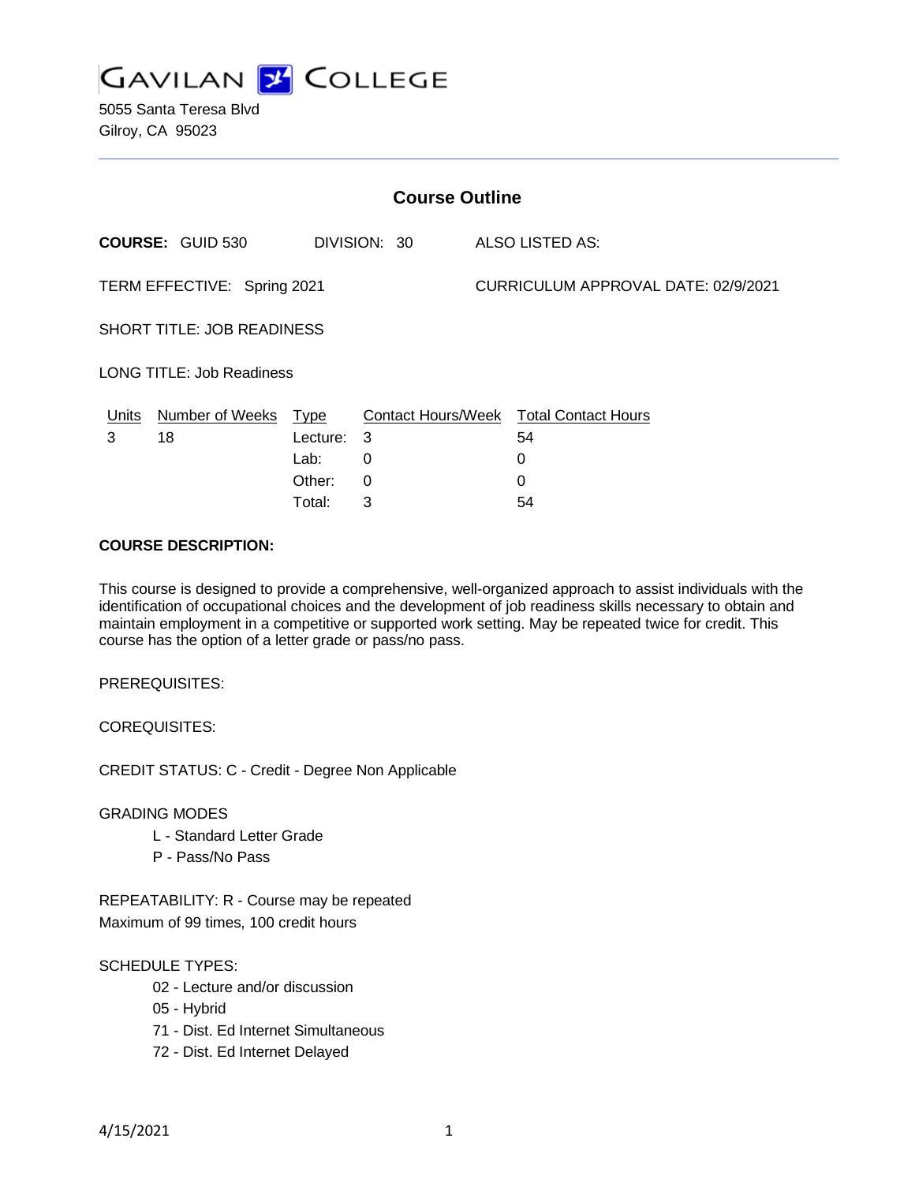# GAVILAN COLLEGE

5055 Santa Teresa Blvd
Gilroy, CA 95023

## Course Outline

**COURSE:** GUID 530 DIVISION: 30 ALSO LISTED AS:

TERM EFFECTIVE: Spring 2021 CURRICULUM APPROVAL DATE: 02/9/2021

SHORT TITLE: JOB READINESS

LONG TITLE: Job Readiness

| Units | Number of Weeks | Type | Contact Hours/Week | Total Contact Hours |
|---|---|---|---|---|
| 3 | 18 | Lecture: | 3 | 54 |
| | | Lab: | 0 | 0 |
| | | Other: | 0 | 0 |
| | | Total: | 3 | 54 |

**COURSE DESCRIPTION:**

This course is designed to provide a comprehensive, well-organized approach to assist individuals with the identification of occupational choices and the development of job readiness skills necessary to obtain and maintain employment in a competitive or supported work setting. May be repeated twice for credit. This course has the option of a letter grade or pass/no pass.

PREREQUISITES:

COREQUISITES:

CREDIT STATUS: C - Credit - Degree Non Applicable

GRADING MODES

- L - Standard Letter Grade
- P - Pass/No Pass

REPEATABILITY: R - Course may be repeated
Maximum of 99 times, 100 credit hours

SCHEDULE TYPES:

- 02 - Lecture and/or discussion
- 05 - Hybrid
- 71 - Dist. Ed Internet Simultaneous
- 72 - Dist. Ed Internet Delayed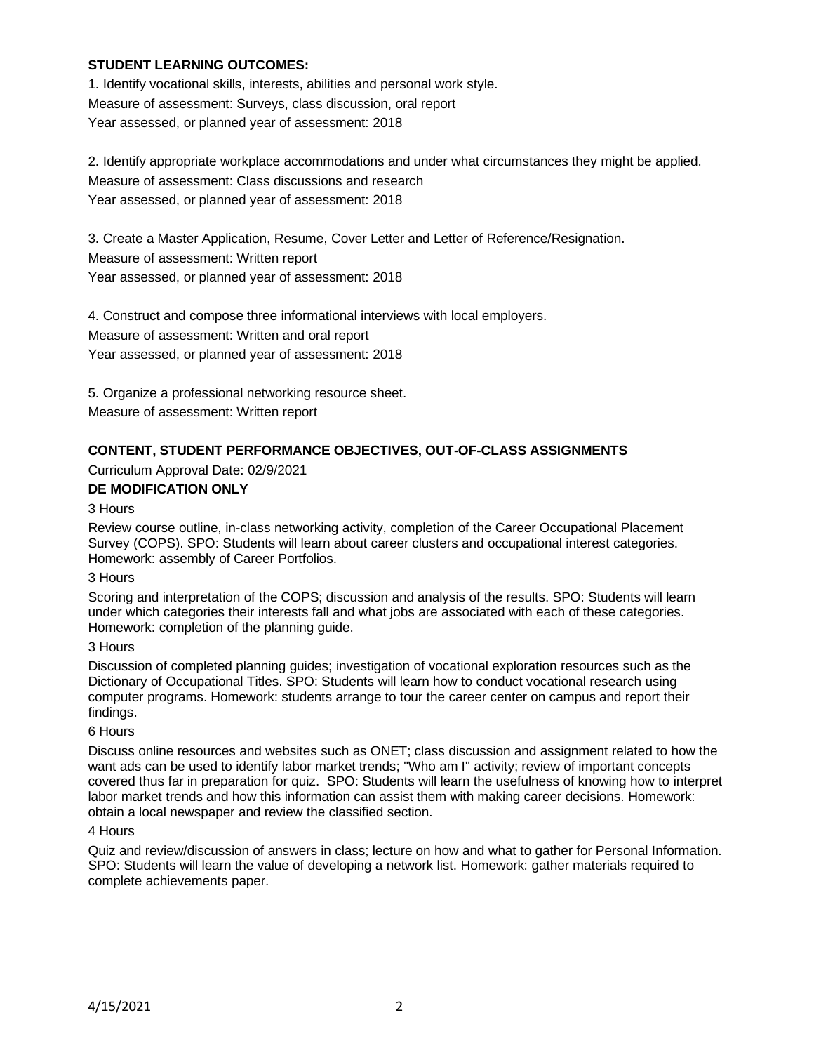**STUDENT LEARNING OUTCOMES:**

1. Identify vocational skills, interests, abilities and personal work style.
Measure of assessment: Surveys, class discussion, oral report
Year assessed, or planned year of assessment: 2018

2. Identify appropriate workplace accommodations and under what circumstances they might be applied.
Measure of assessment: Class discussions and research
Year assessed, or planned year of assessment: 2018

3. Create a Master Application, Resume, Cover Letter and Letter of Reference/Resignation.
Measure of assessment: Written report
Year assessed, or planned year of assessment: 2018

4. Construct and compose three informational interviews with local employers.
Measure of assessment: Written and oral report
Year assessed, or planned year of assessment: 2018

5. Organize a professional networking resource sheet.
Measure of assessment: Written report

**CONTENT, STUDENT PERFORMANCE OBJECTIVES, OUT-OF-CLASS ASSIGNMENTS**

Curriculum Approval Date: 02/9/2021

**DE MODIFICATION ONLY**

3 Hours

Review course outline, in-class networking activity, completion of the Career Occupational Placement Survey (COPS). SPO: Students will learn about career clusters and occupational interest categories. Homework: assembly of Career Portfolios.

3 Hours

Scoring and interpretation of the COPS; discussion and analysis of the results. SPO: Students will learn under which categories their interests fall and what jobs are associated with each of these categories. Homework: completion of the planning guide.

3 Hours

Discussion of completed planning guides; investigation of vocational exploration resources such as the Dictionary of Occupational Titles. SPO: Students will learn how to conduct vocational research using computer programs. Homework: students arrange to tour the career center on campus and report their findings.

6 Hours

Discuss online resources and websites such as ONET; class discussion and assignment related to how the want ads can be used to identify labor market trends; "Who am I" activity; review of important concepts covered thus far in preparation for quiz. SPO: Students will learn the usefulness of knowing how to interpret labor market trends and how this information can assist them with making career decisions. Homework: obtain a local newspaper and review the classified section.

4 Hours

Quiz and review/discussion of answers in class; lecture on how and what to gather for Personal Information. SPO: Students will learn the value of developing a network list. Homework: gather materials required to complete achievements paper.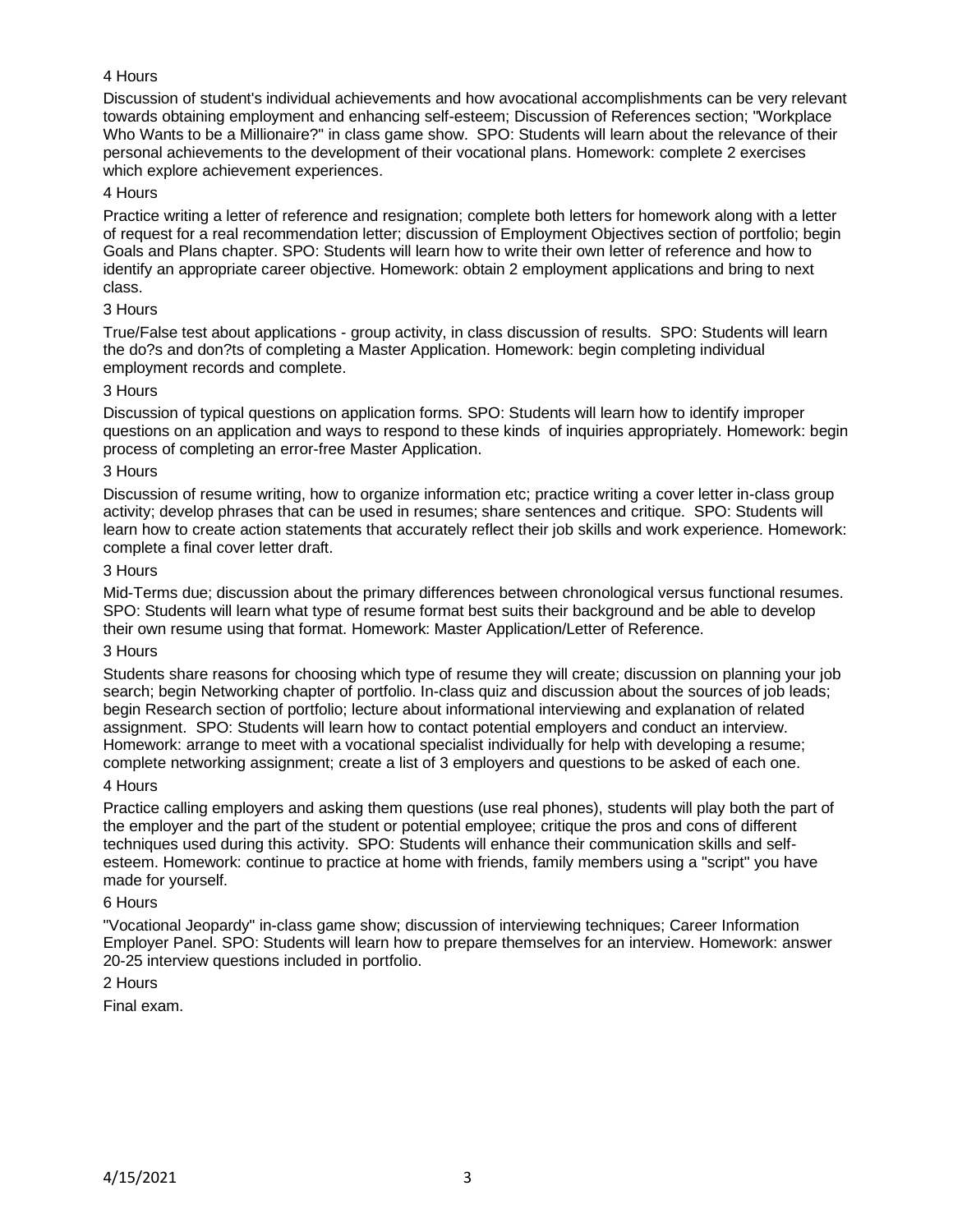4 Hours

Discussion of student's individual achievements and how avocational accomplishments can be very relevant towards obtaining employment and enhancing self-esteem; Discussion of References section; "Workplace Who Wants to be a Millionaire?" in class game show. SPO: Students will learn about the relevance of their personal achievements to the development of their vocational plans. Homework: complete 2 exercises which explore achievement experiences.

4 Hours

Practice writing a letter of reference and resignation; complete both letters for homework along with a letter of request for a real recommendation letter; discussion of Employment Objectives section of portfolio; begin Goals and Plans chapter. SPO: Students will learn how to write their own letter of reference and how to identify an appropriate career objective. Homework: obtain 2 employment applications and bring to next class.

3 Hours

True/False test about applications - group activity, in class discussion of results. SPO: Students will learn the do?s and don?ts of completing a Master Application. Homework: begin completing individual employment records and complete.

3 Hours

Discussion of typical questions on application forms. SPO: Students will learn how to identify improper questions on an application and ways to respond to these kinds of inquiries appropriately. Homework: begin process of completing an error-free Master Application.

3 Hours

Discussion of resume writing, how to organize information etc; practice writing a cover letter in-class group activity; develop phrases that can be used in resumes; share sentences and critique. SPO: Students will learn how to create action statements that accurately reflect their job skills and work experience. Homework: complete a final cover letter draft.

3 Hours

Mid-Terms due; discussion about the primary differences between chronological versus functional resumes. SPO: Students will learn what type of resume format best suits their background and be able to develop their own resume using that format. Homework: Master Application/Letter of Reference.

3 Hours

Students share reasons for choosing which type of resume they will create; discussion on planning your job search; begin Networking chapter of portfolio. In-class quiz and discussion about the sources of job leads; begin Research section of portfolio; lecture about informational interviewing and explanation of related assignment. SPO: Students will learn how to contact potential employers and conduct an interview. Homework: arrange to meet with a vocational specialist individually for help with developing a resume; complete networking assignment; create a list of 3 employers and questions to be asked of each one.

4 Hours

Practice calling employers and asking them questions (use real phones), students will play both the part of the employer and the part of the student or potential employee; critique the pros and cons of different techniques used during this activity. SPO: Students will enhance their communication skills and self-esteem. Homework: continue to practice at home with friends, family members using a "script" you have made for yourself.

6 Hours

"Vocational Jeopardy" in-class game show; discussion of interviewing techniques; Career Information Employer Panel. SPO: Students will learn how to prepare themselves for an interview. Homework: answer 20-25 interview questions included in portfolio.

2 Hours

Final exam.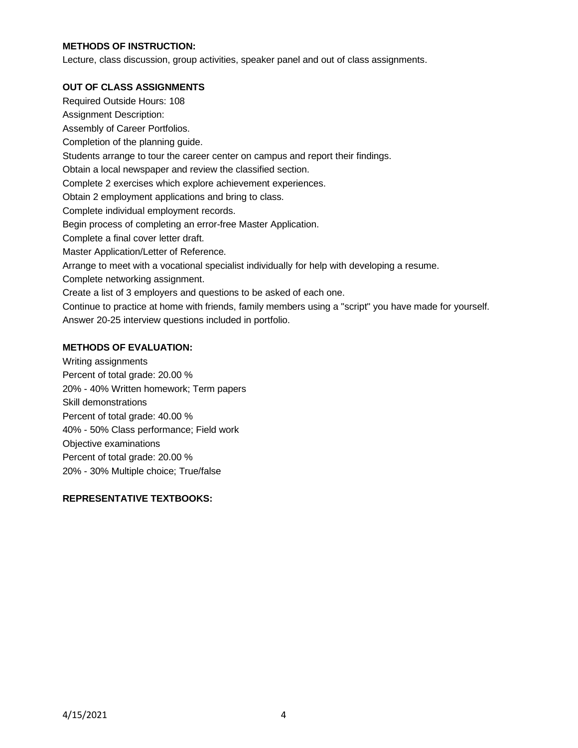**METHODS OF INSTRUCTION:**

Lecture, class discussion, group activities, speaker panel and out of class assignments.

**OUT OF CLASS ASSIGNMENTS**

Required Outside Hours: 108

Assignment Description:

Assembly of Career Portfolios.

Completion of the planning guide.

Students arrange to tour the career center on campus and report their findings.

Obtain a local newspaper and review the classified section.

Complete 2 exercises which explore achievement experiences.

Obtain 2 employment applications and bring to class.

Complete individual employment records.

Begin process of completing an error-free Master Application.

Complete a final cover letter draft.

Master Application/Letter of Reference.

Arrange to meet with a vocational specialist individually for help with developing a resume.

Complete networking assignment.

Create a list of 3 employers and questions to be asked of each one.

Continue to practice at home with friends, family members using a "script" you have made for yourself.

Answer 20-25 interview questions included in portfolio.

**METHODS OF EVALUATION:**

Writing assignments

Percent of total grade: 20.00 %

20% - 40% Written homework; Term papers

Skill demonstrations

Percent of total grade: 40.00 %

40% - 50% Class performance; Field work

Objective examinations

Percent of total grade: 20.00 %

20% - 30% Multiple choice; True/false

**REPRESENTATIVE TEXTBOOKS:**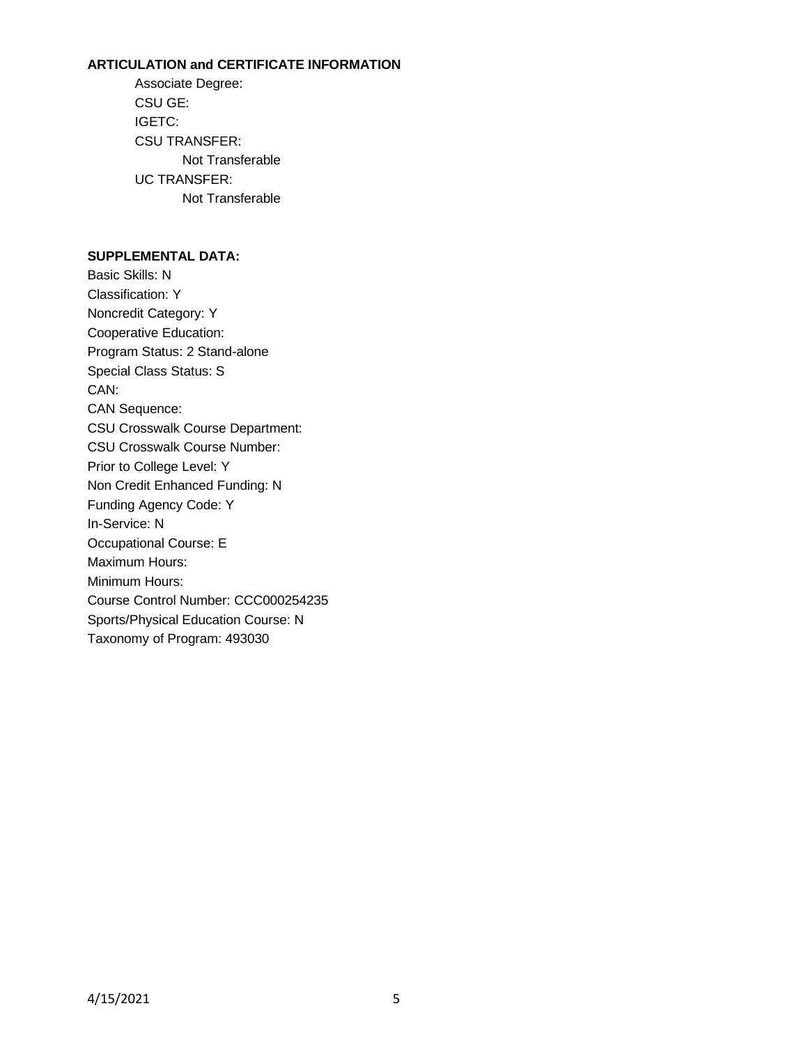**ARTICULATION and CERTIFICATE INFORMATION**

Associate Degree:
CSU GE:
IGETC:
CSU TRANSFER:
Not Transferable
UC TRANSFER:
Not Transferable

**SUPPLEMENTAL DATA:**

Basic Skills: N
Classification: Y
Noncredit Category: Y
Cooperative Education:
Program Status: 2 Stand-alone
Special Class Status: S
CAN:
CAN Sequence:
CSU Crosswalk Course Department:
CSU Crosswalk Course Number:
Prior to College Level: Y
Non Credit Enhanced Funding: N
Funding Agency Code: Y
In-Service: N
Occupational Course: E
Maximum Hours:
Minimum Hours:
Course Control Number: CCC000254235
Sports/Physical Education Course: N
Taxonomy of Program: 493030